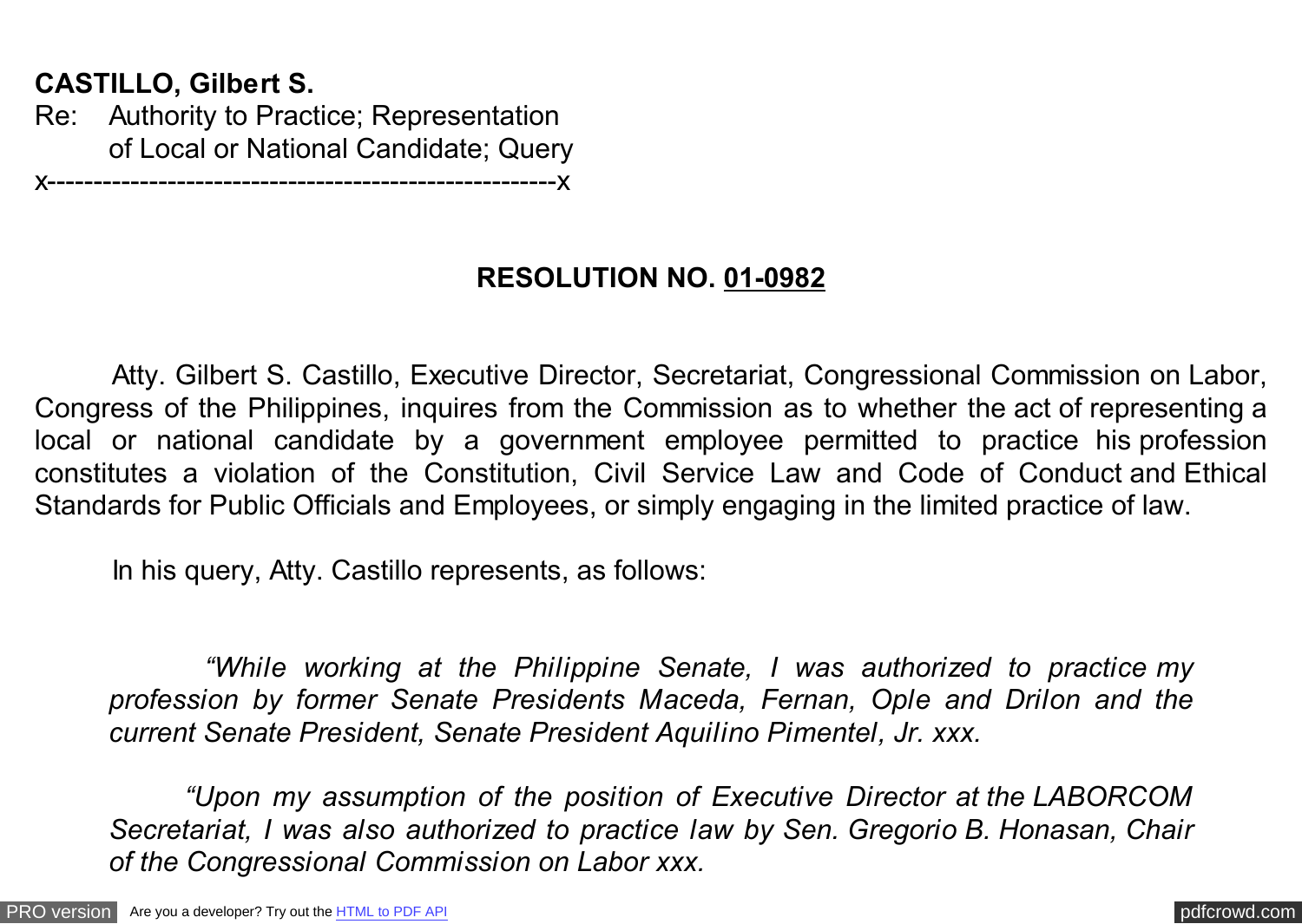**CASTILLO, Gilbert S.**
Re: Authority to Practice; Representation of Local or National Candidate; Query
x----------------------------------------------------x

## RESOLUTION NO. 01-0982

Atty. Gilbert S. Castillo, Executive Director, Secretariat, Congressional Commission on Labor, Congress of the Philippines, inquires from the Commission as to whether the act of representing a local or national candidate by a government employee permitted to practice his profession constitutes a violation of the Constitution, Civil Service Law and Code of Conduct and Ethical Standards for Public Officials and Employees, or simply engaging in the limited practice of law.

In his query, Atty. Castillo represents, as follows:

> *"While working at the Philippine Senate, I was authorized to practice my profession by former Senate Presidents Maceda, Fernan, Ople and Drilon and the current Senate President, Senate President Aquilino Pimentel, Jr. xxx.*
>
> *"Upon my assumption of the position of Executive Director at the LABORCOM Secretariat, I was also authorized to practice law by Sen. Gregorio B. Honasan, Chair of the Congressional Commission on Labor xxx.*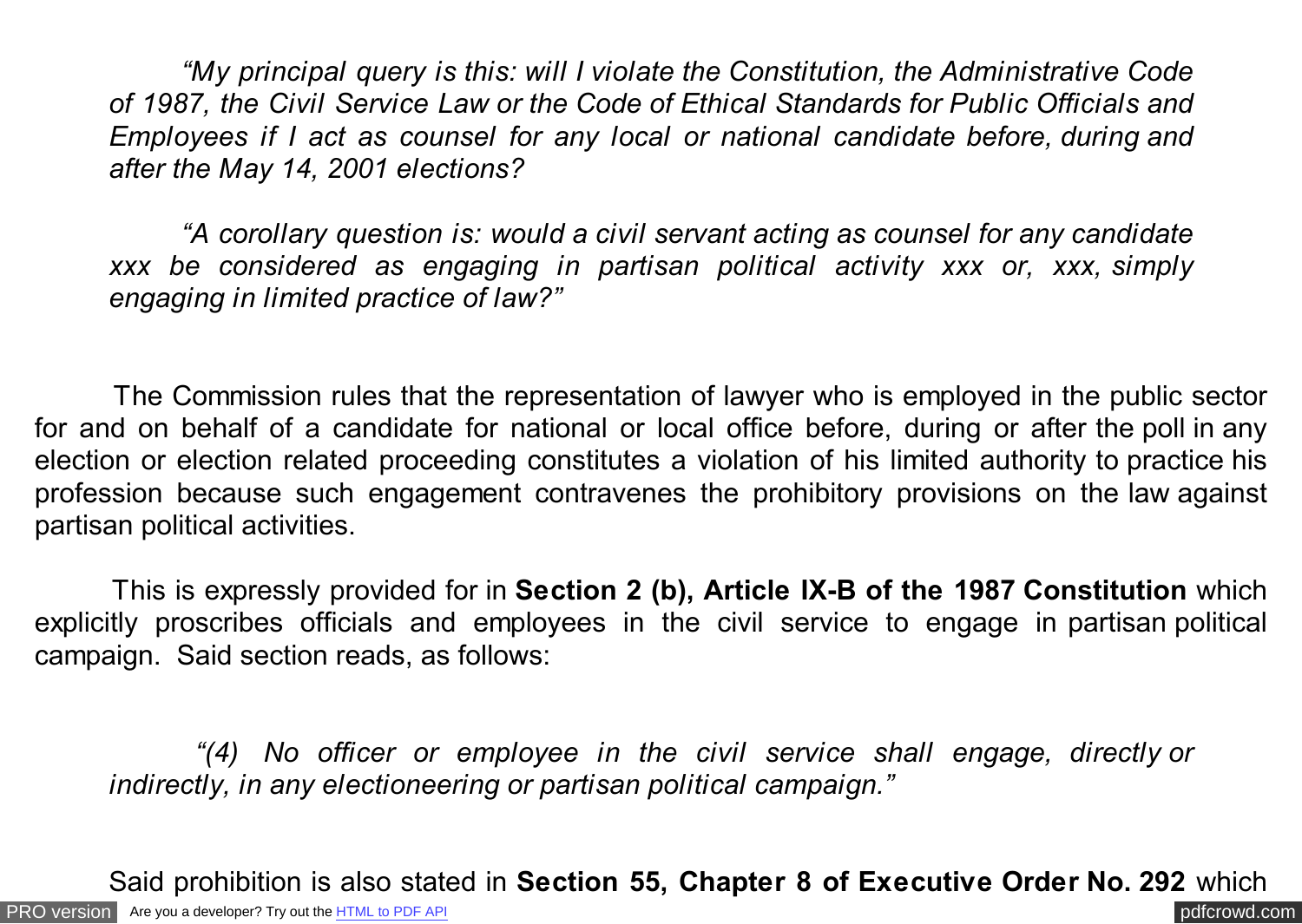*"My principal query is this: will I violate the Constitution, the Administrative Code of 1987, the Civil Service Law or the Code of Ethical Standards for Public Officials and Employees if I act as counsel for any local or national candidate before, during and after the May 14, 2001 elections?*

*"A corollary question is: would a civil servant acting as counsel for any candidate xxx be considered as engaging in partisan political activity xxx or, xxx, simply engaging in limited practice of law?"*

The Commission rules that the representation of lawyer who is employed in the public sector for and on behalf of a candidate for national or local office before, during or after the poll in any election or election related proceeding constitutes a violation of his limited authority to practice his profession because such engagement contravenes the prohibitory provisions on the law against partisan political activities.

This is expressly provided for in **Section 2 (b), Article IX-B of the 1987 Constitution** which explicitly proscribes officials and employees in the civil service to engage in partisan political campaign. Said section reads, as follows:

*"(4) No officer or employee in the civil service shall engage, directly or indirectly, in any electioneering or partisan political campaign."*

Said prohibition is also stated in **Section 55, Chapter 8 of Executive Order No. 292** which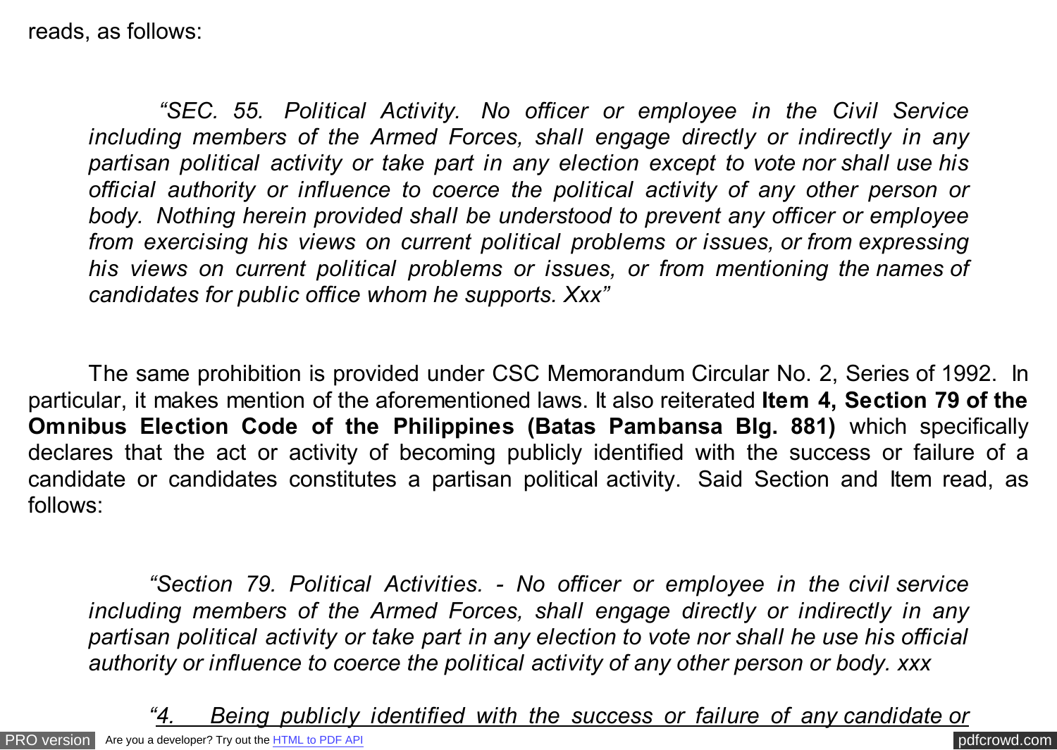reads, as follows:

> *"SEC. 55. Political Activity. No officer or employee in the Civil Service including members of the Armed Forces, shall engage directly or indirectly in any partisan political activity or take part in any election except to vote nor shall use his official authority or influence to coerce the political activity of any other person or body. Nothing herein provided shall be understood to prevent any officer or employee from exercising his views on current political problems or issues, or from expressing his views on current political problems or issues, or from mentioning the names of candidates for public office whom he supports. Xxx"*

The same prohibition is provided under CSC Memorandum Circular No. 2, Series of 1992. In particular, it makes mention of the aforementioned laws. It also reiterated **Item 4, Section 79 of the Omnibus Election Code of the Philippines (Batas Pambansa Blg. 881)** which specifically declares that the act or activity of becoming publicly identified with the success or failure of a candidate or candidates constitutes a partisan political activity. Said Section and Item read, as follows:

> *"Section 79. Political Activities. - No officer or employee in the civil service including members of the Armed Forces, shall engage directly or indirectly in any partisan political activity or take part in any election to vote nor shall he use his official authority or influence to coerce the political activity of any other person or body. xxx*
>
> *"<u>4. Being publicly identified with the success or failure of any candidate or</u>*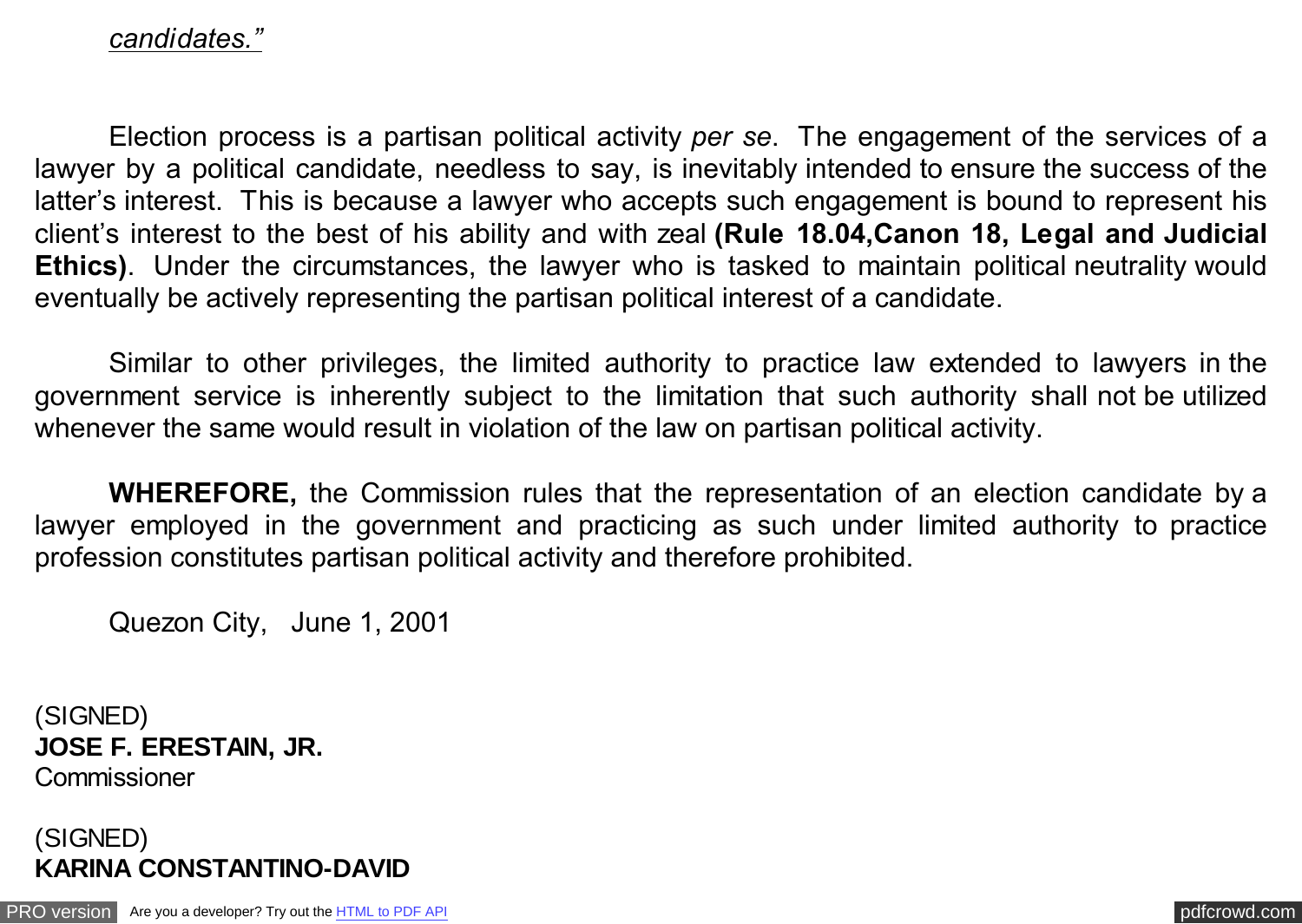*candidates."*

Election process is a partisan political activity *per se*. The engagement of the services of a lawyer by a political candidate, needless to say, is inevitably intended to ensure the success of the latter's interest. This is because a lawyer who accepts such engagement is bound to represent his client's interest to the best of his ability and with zeal **(Rule 18.04,Canon 18, Legal and Judicial Ethics)**. Under the circumstances, the lawyer who is tasked to maintain political neutrality would eventually be actively representing the partisan political interest of a candidate.

Similar to other privileges, the limited authority to practice law extended to lawyers in the government service is inherently subject to the limitation that such authority shall not be utilized whenever the same would result in violation of the law on partisan political activity.

**WHEREFORE,** the Commission rules that the representation of an election candidate by a lawyer employed in the government and practicing as such under limited authority to practice profession constitutes partisan political activity and therefore prohibited.

Quezon City, June 1, 2001

(SIGNED)
**JOSE F. ERESTAIN, JR.**
Commissioner

(SIGNED)
**KARINA CONSTANTINO-DAVID**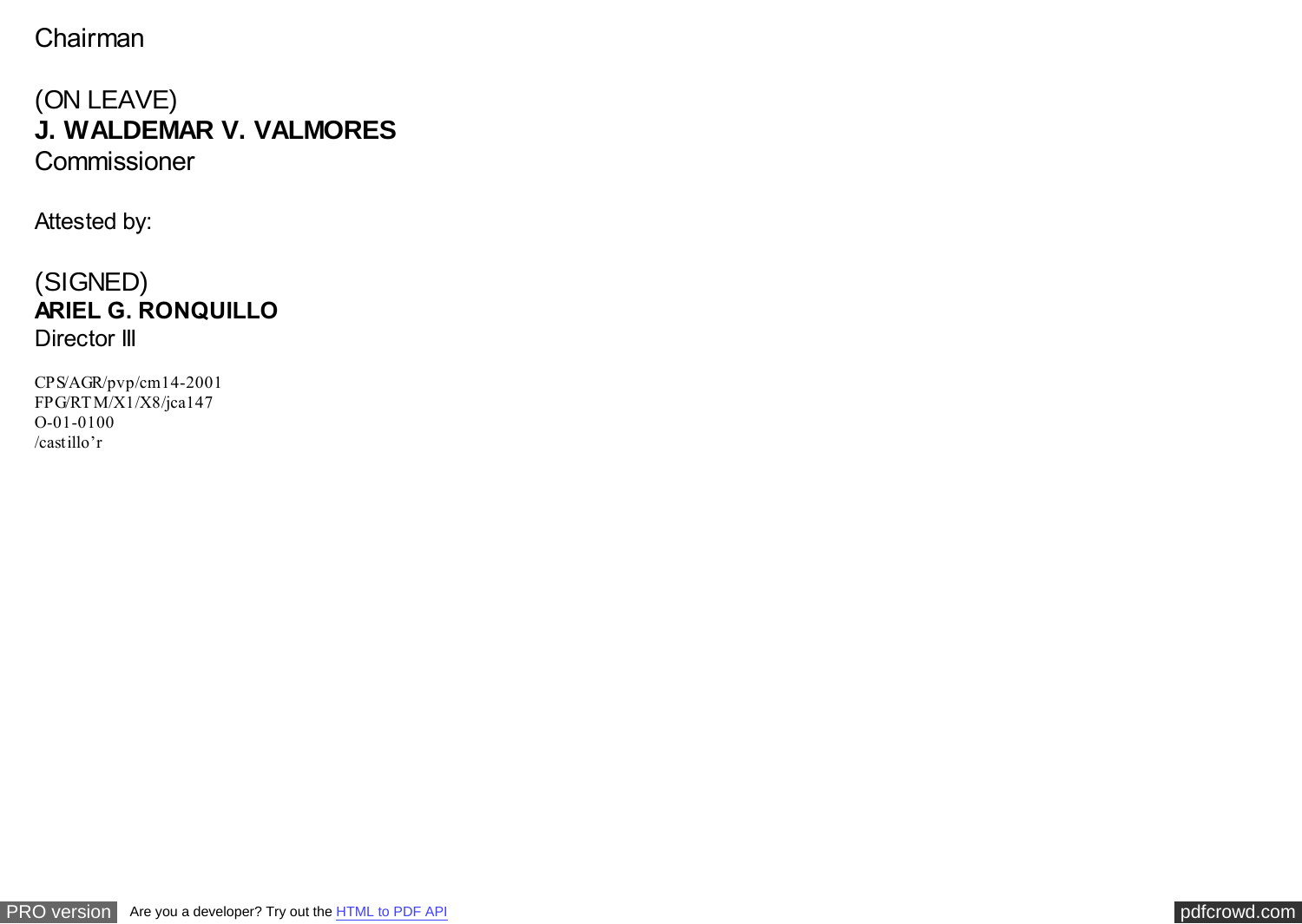Chairman

(ON LEAVE)
**J. WALDEMAR V. VALMORES**
Commissioner

Attested by:

(SIGNED)
**ARIEL G. RONQUILLO**
Director III

CPS/AGR/pvp/cm14-2001
FPG/RTM/X1/X8/jca147
O-01-0100
/castillo’r